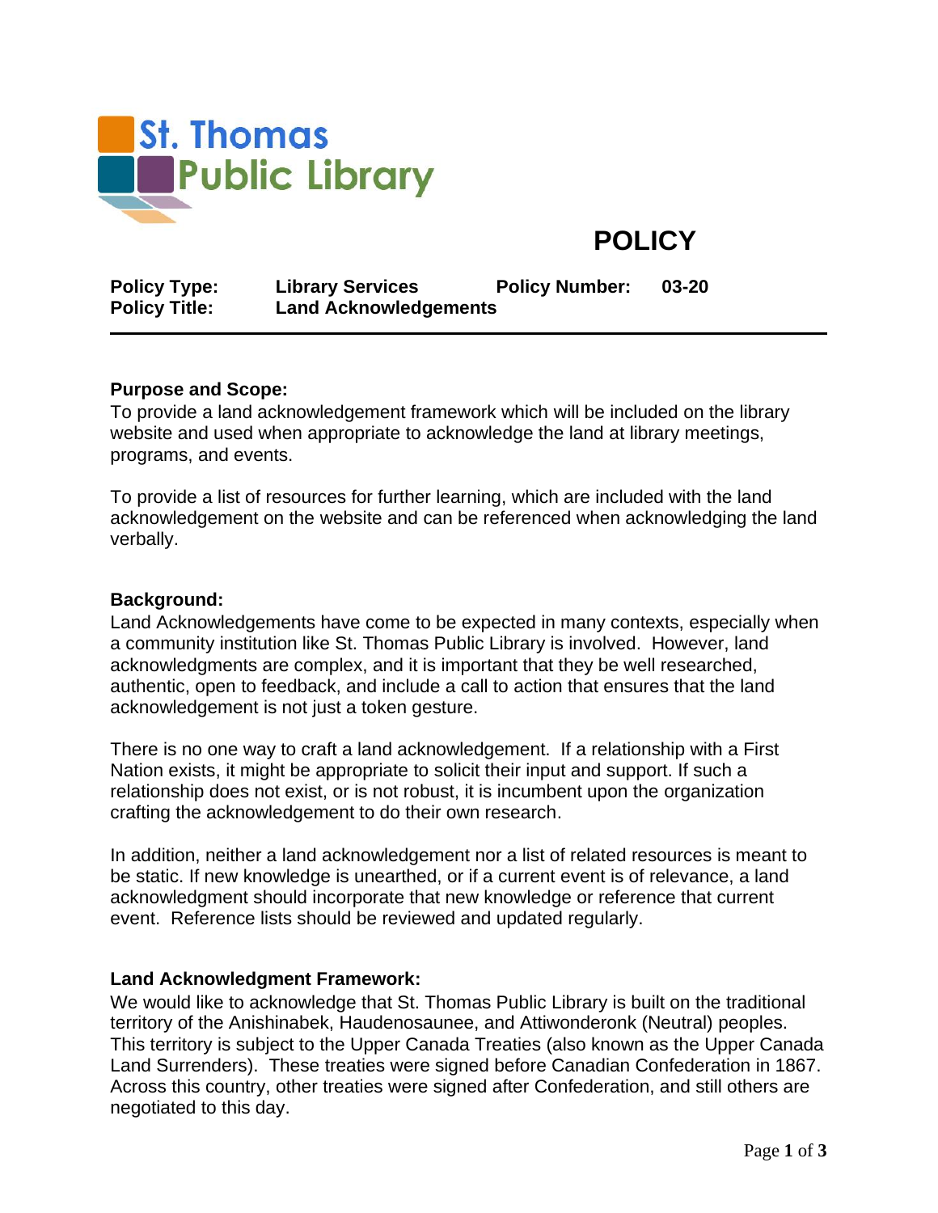St. Thomas Public Library

# POLICY

| **Policy Type:** | **Library Services** | **Policy Number:** | **03-20** |
|---|---|---|---|
| **Policy Title:** | **Land Acknowledgements** | | |

---

**Purpose and Scope:**

To provide a land acknowledgement framework which will be included on the library website and used when appropriate to acknowledge the land at library meetings, programs, and events.

To provide a list of resources for further learning, which are included with the land acknowledgement on the website and can be referenced when acknowledging the land verbally.

**Background:**

Land Acknowledgements have come to be expected in many contexts, especially when a community institution like St. Thomas Public Library is involved. However, land acknowledgments are complex, and it is important that they be well researched, authentic, open to feedback, and include a call to action that ensures that the land acknowledgement is not just a token gesture.

There is no one way to craft a land acknowledgement. If a relationship with a First Nation exists, it might be appropriate to solicit their input and support. If such a relationship does not exist, or is not robust, it is incumbent upon the organization crafting the acknowledgement to do their own research.

In addition, neither a land acknowledgement nor a list of related resources is meant to be static. If new knowledge is unearthed, or if a current event is of relevance, a land acknowledgment should incorporate that new knowledge or reference that current event. Reference lists should be reviewed and updated regularly.

**Land Acknowledgment Framework:**

We would like to acknowledge that St. Thomas Public Library is built on the traditional territory of the Anishinabek, Haudenosaunee, and Attiwonderonk (Neutral) peoples. This territory is subject to the Upper Canada Treaties (also known as the Upper Canada Land Surrenders). These treaties were signed before Canadian Confederation in 1867. Across this country, other treaties were signed after Confederation, and still others are negotiated to this day.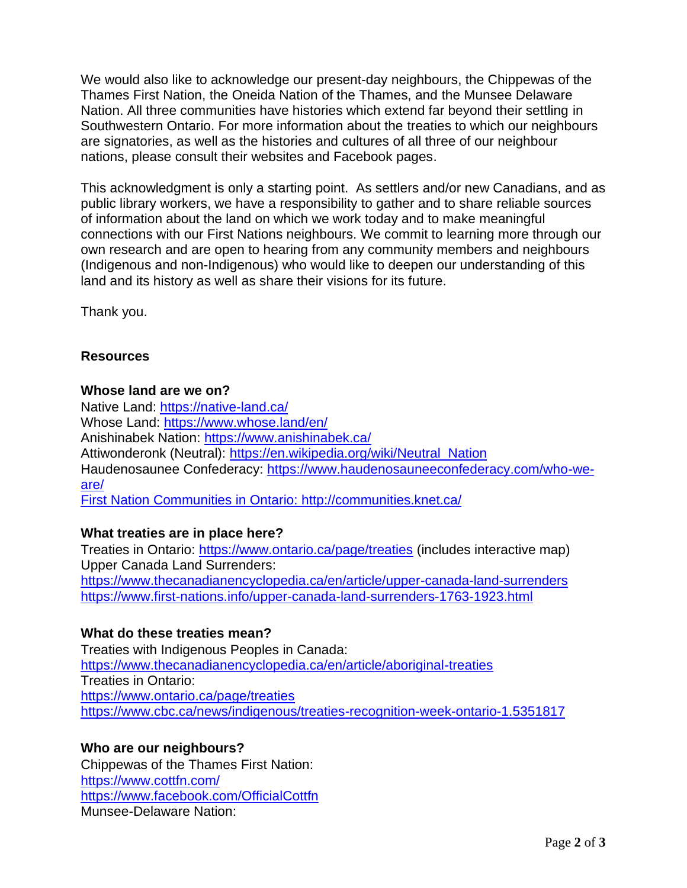We would also like to acknowledge our present-day neighbours, the Chippewas of the Thames First Nation, the Oneida Nation of the Thames, and the Munsee Delaware Nation. All three communities have histories which extend far beyond their settling in Southwestern Ontario. For more information about the treaties to which our neighbours are signatories, as well as the histories and cultures of all three of our neighbour nations, please consult their websites and Facebook pages.

This acknowledgment is only a starting point. As settlers and/or new Canadians, and as public library workers, we have a responsibility to gather and to share reliable sources of information about the land on which we work today and to make meaningful connections with our First Nations neighbours. We commit to learning more through our own research and are open to hearing from any community members and neighbours (Indigenous and non-Indigenous) who would like to deepen our understanding of this land and its history as well as share their visions for its future.

Thank you.

## Resources

### Whose land are we on?

Native Land: https://native-land.ca/
Whose Land: https://www.whose.land/en/
Anishinabek Nation: https://www.anishinabek.ca/
Attiwonderonk (Neutral): https://en.wikipedia.org/wiki/Neutral_Nation
Haudenosaunee Confederacy: https://www.haudenosauneeconfederacy.com/who-we-are/
First Nation Communities in Ontario: http://communities.knet.ca/

### What treaties are in place here?

Treaties in Ontario: https://www.ontario.ca/page/treaties (includes interactive map)
Upper Canada Land Surrenders:
https://www.thecanadianencyclopedia.ca/en/article/upper-canada-land-surrenders
https://www.first-nations.info/upper-canada-land-surrenders-1763-1923.html

### What do these treaties mean?

Treaties with Indigenous Peoples in Canada:
https://www.thecanadianencyclopedia.ca/en/article/aboriginal-treaties
Treaties in Ontario:
https://www.ontario.ca/page/treaties
https://www.cbc.ca/news/indigenous/treaties-recognition-week-ontario-1.5351817

### Who are our neighbours?

Chippewas of the Thames First Nation:
https://www.cottfn.com/
https://www.facebook.com/OfficialCottfn
Munsee-Delaware Nation: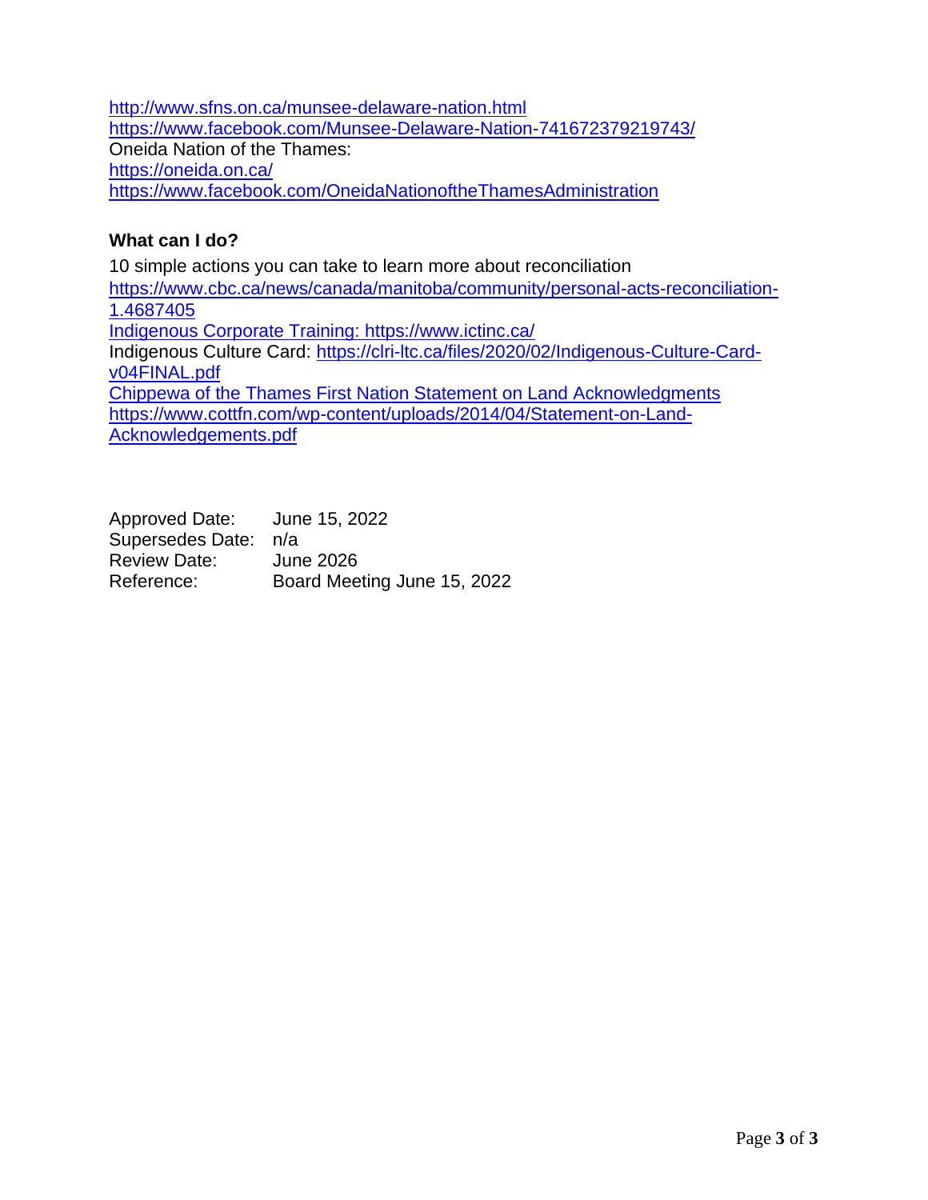http://www.sfns.on.ca/munsee-delaware-nation.html
https://www.facebook.com/Munsee-Delaware-Nation-741672379219743/
Oneida Nation of the Thames:
https://oneida.on.ca/
https://www.facebook.com/OneidaNationoftheThamesAdministration

**What can I do?**

10 simple actions you can take to learn more about reconciliation
https://www.cbc.ca/news/canada/manitoba/community/personal-acts-reconciliation-1.4687405
Indigenous Corporate Training: https://www.ictinc.ca/
Indigenous Culture Card: https://clri-ltc.ca/files/2020/02/Indigenous-Culture-Card-v04FINAL.pdf
Chippewa of the Thames First Nation Statement on Land Acknowledgments
https://www.cottfn.com/wp-content/uploads/2014/04/Statement-on-Land-Acknowledgements.pdf

| | |
|---|---|
| Approved Date: | June 15, 2022 |
| Supersedes Date: | n/a |
| Review Date: | June 2026 |
| Reference: | Board Meeting June 15, 2022 |